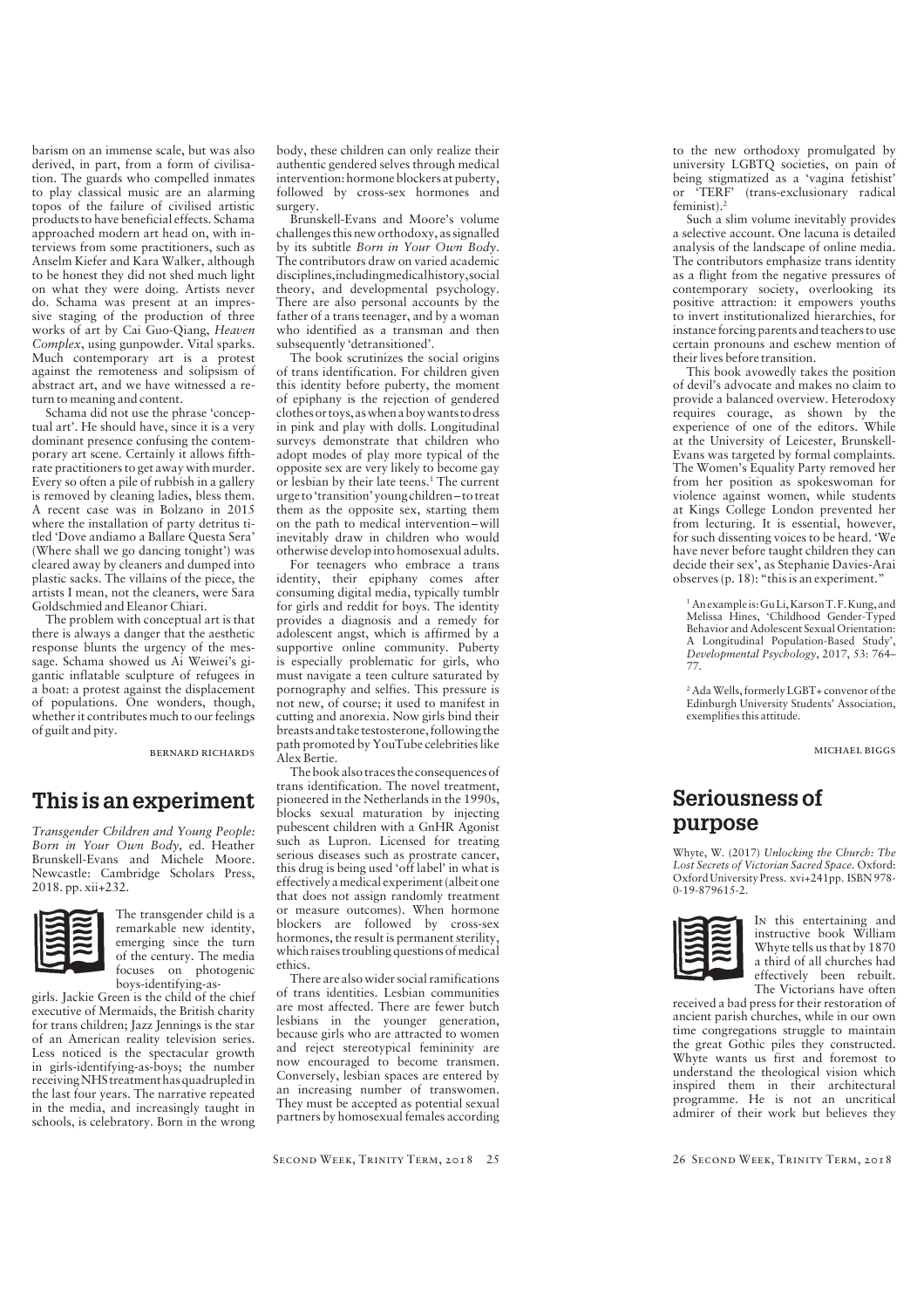barism on an immense scale, but was also derived, in part, from a form of civilisation. The guards who compelled inmates to play classical music are an alarming topos of the failure of civilised artistic products to have beneficial effects. Schama approached modern art head on, with interviews from some practitioners, such as Anselm Kiefer and Kara Walker, although to be honest they did not shed much light on what they were doing. Artists never do. Schama was present at an impressive staging of the production of three works of art by Cai Guo-Qiang, *Heaven Complex*, using gunpowder. Vital sparks. Much contemporary art is a protest against the remoteness and solipsism of abstract art, and we have witnessed a return to meaning and content.

Schama did not use the phrase 'conceptual art'. He should have, since it is a very dominant presence confusing the contemporary art scene. Certainly it allows fifth-rate practitioners to get away with murder. Every so often a pile of rubbish in a gallery is removed by cleaning ladies, bless them. A recent case was in Bolzano in 2015 where the installation of party detritus titled 'Dove andiamo a Ballare Questa Sera' (Where shall we go dancing tonight') was cleared away by cleaners and dumped into plastic sacks. The villains of the piece, the artists I mean, not the cleaners, were Sara Goldschmied and Eleanor Chiari.

The problem with conceptual art is that there is always a danger that the aesthetic response blunts the urgency of the message. Schama showed us Ai Weiwei's gigantic inflatable sculpture of refugees in a boat: a protest against the displacement of populations. One wonders, though, whether it contributes much to our feelings of guilt and pity.

BERNARD RICHARDS

## This is an experiment

*Transgender Children and Young People: Born in Your Own Body*, ed. Heather Brunskell-Evans and Michele Moore. Newcastle: Cambridge Scholars Press, 2018. pp. xii+232.

The transgender child is a remarkable new identity, emerging since the turn of the century. The media focuses on photogenic boys-identifying-as-girls. Jackie Green is the child of the chief executive of Mermaids, the British charity for trans children; Jazz Jennings is the star of an American reality television series. Less noticed is the spectacular growth in girls-identifying-as-boys; the number receiving NHS treatment has quadrupled in the last four years. The narrative repeated in the media, and increasingly taught in schools, is celebratory. Born in the wrong body, these children can only realize their authentic gendered selves through medical intervention: hormone blockers at puberty, followed by cross-sex hormones and surgery.

Brunskell-Evans and Moore's volume challenges this new orthodoxy, as signalled by its subtitle *Born in Your Own Body*. The contributors draw on varied academic disciplines, including medical history, social theory, and developmental psychology. There are also personal accounts by the father of a trans teenager, and by a woman who identified as a transman and then subsequently 'detransitioned'.

The book scrutinizes the social origins of trans identification. For children given this identity before puberty, the moment of epiphany is the rejection of gendered clothes or toys, as when a boy wants to dress in pink and play with dolls. Longitudinal surveys demonstrate that children who adopt modes of play more typical of the opposite sex are very likely to become gay or lesbian by their late teens.[1] The current urge to 'transition' young children – to treat them as the opposite sex, starting them on the path to medical intervention – will inevitably draw in children who would otherwise develop into homosexual adults.

For teenagers who embrace a trans identity, their epiphany comes after consuming digital media, typically tumblr for girls and reddit for boys. The identity provides a diagnosis and a remedy for adolescent angst, which is affirmed by a supportive online community. Puberty is especially problematic for girls, who must navigate a teen culture saturated by pornography and selfies. This pressure is not new, of course; it used to manifest in cutting and anorexia. Now girls bind their breasts and take testosterone, following the path promoted by YouTube celebrities like Alex Bertie.

The book also traces the consequences of trans identification. The novel treatment, pioneered in the Netherlands in the 1990s, blocks sexual maturation by injecting pubescent children with a GnHR Agonist such as Lupron. Licensed for treating serious diseases such as prostrate cancer, this drug is being used 'off label' in what is effectively a medical experiment (albeit one that does not assign randomly treatment or measure outcomes). When hormone blockers are followed by cross-sex hormones, the result is permanent sterility, which raises troubling questions of medical ethics.

There are also wider social ramifications of trans identities. Lesbian communities are most affected. There are fewer butch lesbians in the younger generation, because girls who are attracted to women and reject stereotypical femininity are now encouraged to become transmen. Conversely, lesbian spaces are entered by an increasing number of transwomen. They must be accepted as potential sexual partners by homosexual females according to the new orthodoxy promulgated by university LGBTQ societies, on pain of being stigmatized as a 'vagina fetishist' or 'TERF' (trans-exclusionary radical feminist).[2]

Such a slim volume inevitably provides a selective account. One lacuna is detailed analysis of the landscape of online media. The contributors emphasize trans identity as a flight from the negative pressures of contemporary society, overlooking its positive attraction: it empowers youths to invert institutionalized hierarchies, for instance forcing parents and teachers to use certain pronouns and eschew mention of their lives before transition.

This book avowedly takes the position of devil's advocate and makes no claim to provide a balanced overview. Heterodoxy requires courage, as shown by the experience of one of the editors. While at the University of Leicester, Brunskell-Evans was targeted by formal complaints. The Women's Equality Party removed her from her position as spokeswoman for violence against women, while students at Kings College London prevented her from lecturing. It is essential, however, for such dissenting voices to be heard. 'We have never before taught children they can decide their sex', as Stephanie Davies-Arai observes (p. 18): "this is an experiment."

[1] An example is: Gu Li, Karson T. F. Kung, and Melissa Hines, 'Childhood Gender-Typed Behavior and Adolescent Sexual Orientation: A Longitudinal Population-Based Study', *Developmental Psychology*, 2017, 53: 764–77.

[2] Ada Wells, formerly LGBT+ convenor of the Edinburgh University Students' Association, exemplifies this attitude.

MICHAEL BIGGS

## Seriousness of purpose

Whyte, W. (2017) *Unlocking the Church: The Lost Secrets of Victorian Sacred Space.* Oxford: Oxford University Press. xvi+241pp. ISBN 978-0-19-879615-2.

In this entertaining and instructive book William Whyte tells us that by 1870 a third of all churches had effectively been rebuilt. The Victorians have often received a bad press for their restoration of ancient parish churches, while in our own time congregations struggle to maintain the great Gothic piles they constructed. Whyte wants us first and foremost to understand the theological vision which inspired them in their architectural programme. He is not an uncritical admirer of their work but believes they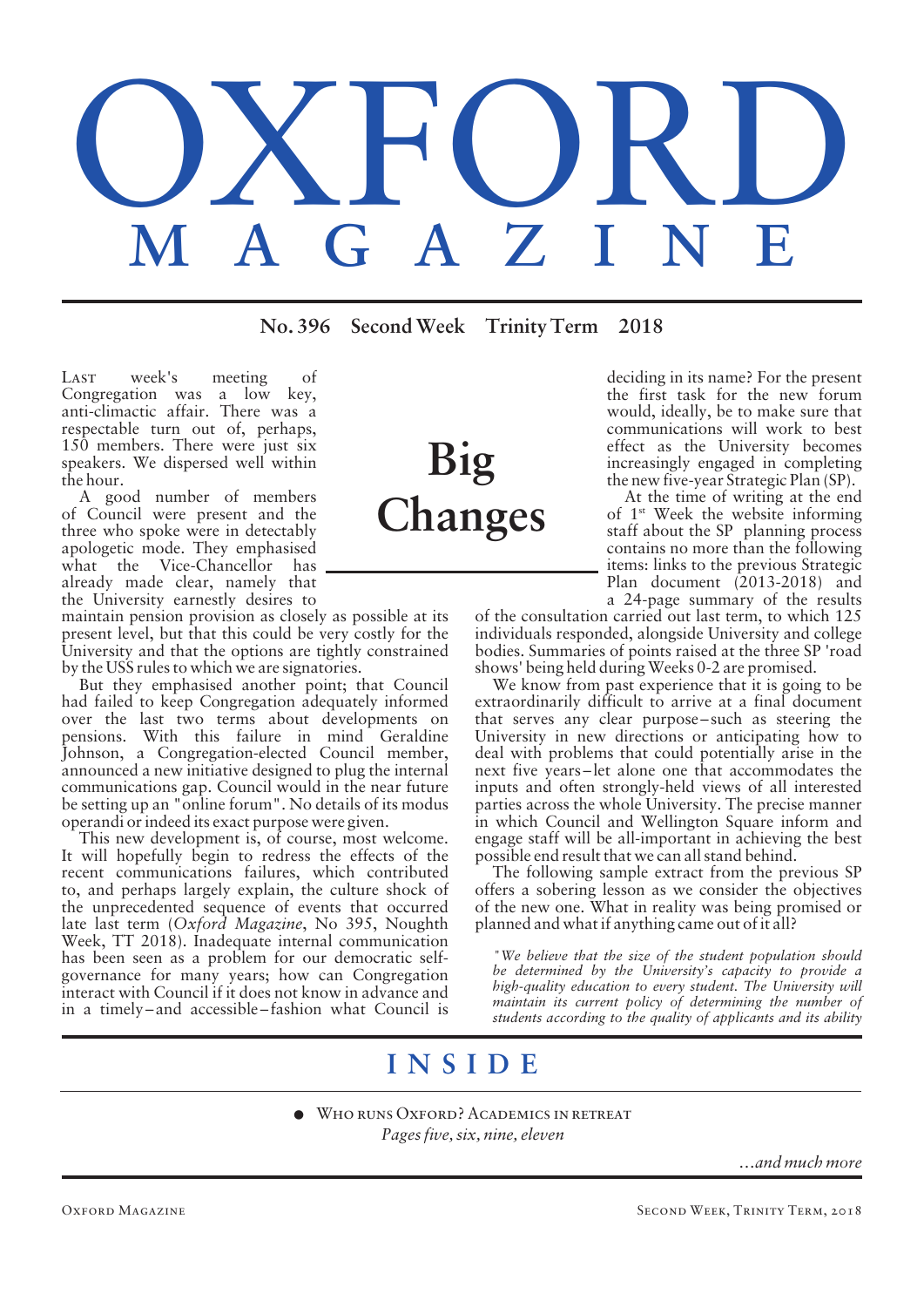# OXFORD MAGAZINE

**No. 396 Second Week Trinity Term 2018**

## Big Changes

Last week's meeting of Congregation was a low key, anti-climactic affair. There was a respectable turn out of, perhaps, 150 members. There were just six speakers. We dispersed well within the hour.

A good number of members of Council were present and the three who spoke were in detectably apologetic mode. They emphasised what the Vice-Chancellor has already made clear, namely that the University earnestly desires to maintain pension provision as closely as possible at its present level, but that this could be very costly for the University and that the options are tightly constrained by the USS rules to which we are signatories.

But they emphasised another point; that Council had failed to keep Congregation adequately informed over the last two terms about developments on pensions. With this failure in mind Geraldine Johnson, a Congregation-elected Council member, announced a new initiative designed to plug the internal communications gap. Council would in the near future be setting up an "online forum". No details of its modus operandi or indeed its exact purpose were given.

This new development is, of course, most welcome. It will hopefully begin to redress the effects of the recent communications failures, which contributed to, and perhaps largely explain, the culture shock of the unprecedented sequence of events that occurred late last term (*Oxford Magazine*, No 395, Noughth Week, TT 2018). Inadequate internal communication has been seen as a problem for our democratic self-governance for many years; how can Congregation interact with Council if it does not know in advance and in a timely–and accessible–fashion what Council is deciding in its name? For the present the first task for the new forum would, ideally, be to make sure that communications will work to best effect as the University becomes increasingly engaged in completing the new five-year Strategic Plan (SP).

At the time of writing at the end of 1st Week the website informing staff about the SP planning process contains no more than the following items: links to the previous Strategic Plan document (2013-2018) and a 24-page summary of the results of the consultation carried out last term, to which 125 individuals responded, alongside University and college bodies. Summaries of points raised at the three SP 'road shows' being held during Weeks 0-2 are promised.

We know from past experience that it is going to be extraordinarily difficult to arrive at a final document that serves any clear purpose–such as steering the University in new directions or anticipating how to deal with problems that could potentially arise in the next five years–let alone one that accommodates the inputs and often strongly-held views of all interested parties across the whole University. The precise manner in which Council and Wellington Square inform and engage staff will be all-important in achieving the best possible end result that we can all stand behind.

The following sample extract from the previous SP offers a sobering lesson as we consider the objectives of the new one. What in reality was being promised or planned and what if anything came out of it all?

> *"We believe that the size of the student population should be determined by the University's capacity to provide a high-quality education to every student. The University will maintain its current policy of determining the number of students according to the quality of applicants and its ability*

## INSIDE

- Who runs Oxford? Academics in retreat
  *Pages five, six, nine, eleven*

*...and much more*